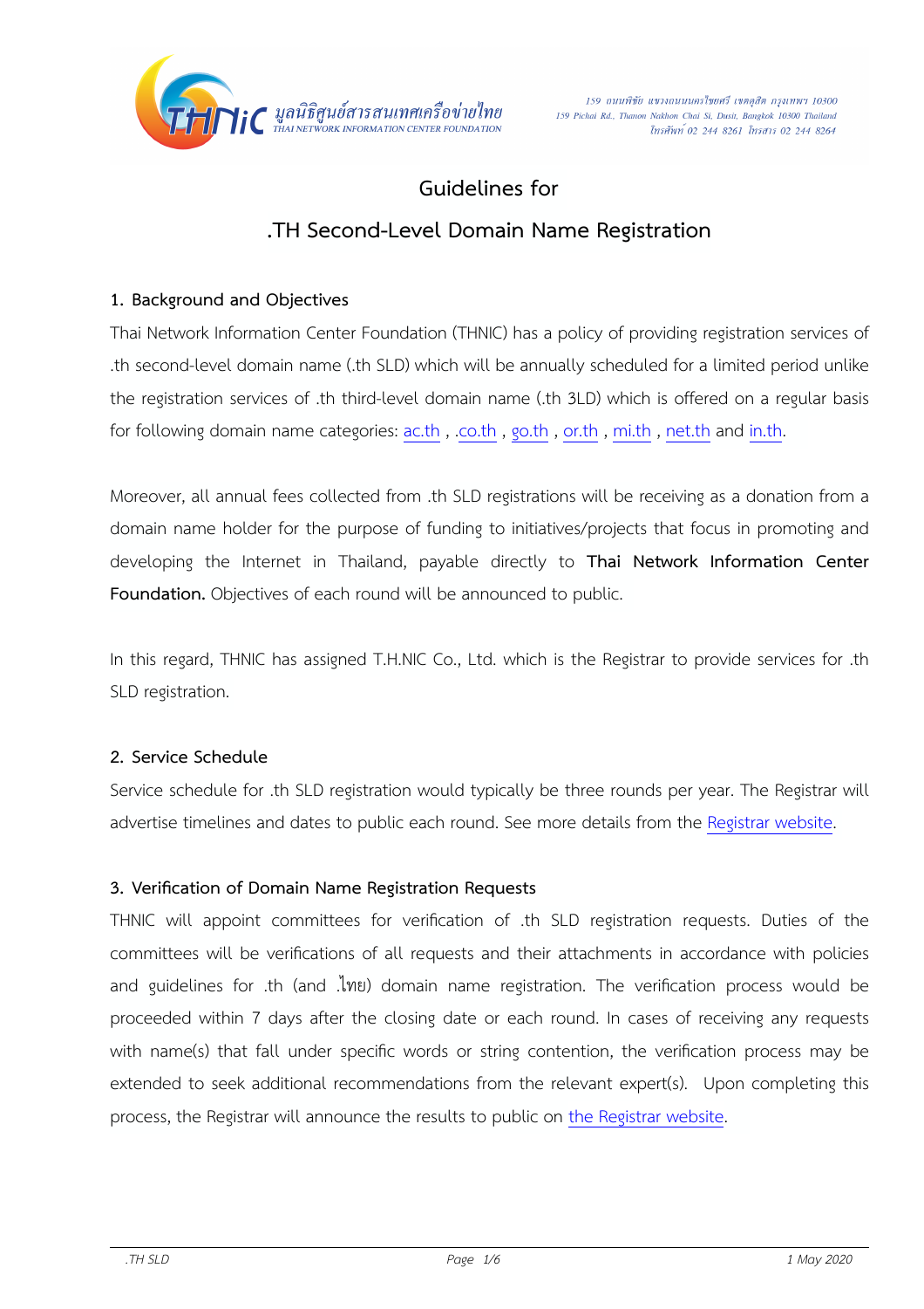มูลนิธิศูนย์สารสนเทศเครือข่ายไทย
THAI NETWORK INFORMATION CENTER FOUNDATION

159 ถนนพิชัย แขวงถนนนครไชยศรี เขตดุสิต กรุงเทพฯ 10300
159 Pichai Rd., Thanon Nakhon Chai Si, Dusit, Bangkok 10300 Thailand
โทรศัพท์ 02 244 8261 โทรสาร 02 244 8264

# Guidelines for
# .TH Second-Level Domain Name Registration

## 1. Background and Objectives

Thai Network Information Center Foundation (THNIC) has a policy of providing registration services of .th second-level domain name (.th SLD) which will be annually scheduled for a limited period unlike the registration services of .th third-level domain name (.th 3LD) which is offered on a regular basis for following domain name categories: ac.th , .co.th , go.th , or.th , mi.th , net.th and in.th.

Moreover, all annual fees collected from .th SLD registrations will be receiving as a donation from a domain name holder for the purpose of funding to initiatives/projects that focus in promoting and developing the Internet in Thailand, payable directly to **Thai Network Information Center Foundation.** Objectives of each round will be announced to public.

In this regard, THNIC has assigned T.H.NIC Co., Ltd. which is the Registrar to provide services for .th SLD registration.

## 2. Service Schedule

Service schedule for .th SLD registration would typically be three rounds per year. The Registrar will advertise timelines and dates to public each round. See more details from the Registrar website.

## 3. Verification of Domain Name Registration Requests

THNIC will appoint committees for verification of .th SLD registration requests. Duties of the committees will be verifications of all requests and their attachments in accordance with policies and guidelines for .th (and .ไทย) domain name registration. The verification process would be proceeded within 7 days after the closing date or each round. In cases of receiving any requests with name(s) that fall under specific words or string contention, the verification process may be extended to seek additional recommendations from the relevant expert(s). Upon completing this process, the Registrar will announce the results to public on the Registrar website.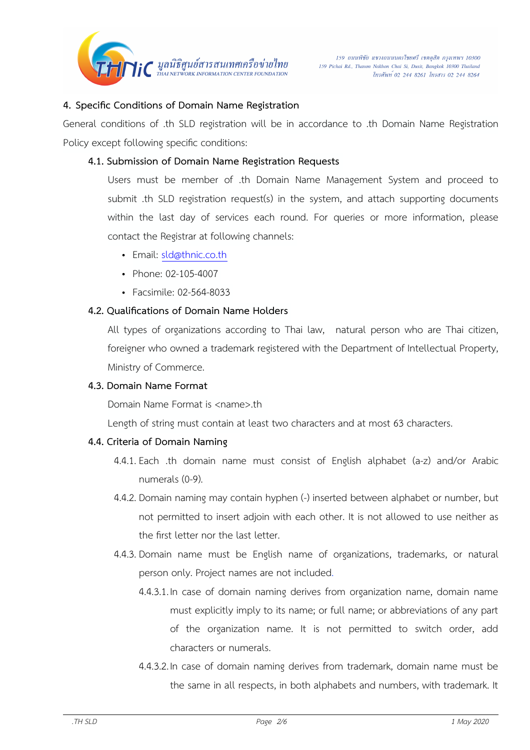## 4. Specific Conditions of Domain Name Registration

General conditions of .th SLD registration will be in accordance to .th Domain Name Registration Policy except following specific conditions:

### 4.1. Submission of Domain Name Registration Requests

Users must be member of .th Domain Name Management System and proceed to submit .th SLD registration request(s) in the system, and attach supporting documents within the last day of services each round. For queries or more information, please contact the Registrar at following channels:

- Email: sld@thnic.co.th
- Phone: 02-105-4007
- Facsimile: 02-564-8033

### 4.2. Qualifications of Domain Name Holders

All types of organizations according to Thai law, natural person who are Thai citizen, foreigner who owned a trademark registered with the Department of Intellectual Property, Ministry of Commerce.

### 4.3. Domain Name Format

Domain Name Format is <name>.th

Length of string must contain at least two characters and at most 63 characters.

### 4.4. Criteria of Domain Naming

4.4.1. Each .th domain name must consist of English alphabet (a-z) and/or Arabic numerals (0-9).

4.4.2. Domain naming may contain hyphen (-) inserted between alphabet or number, but not permitted to insert adjoin with each other. It is not allowed to use neither as the first letter nor the last letter.

4.4.3. Domain name must be English name of organizations, trademarks, or natural person only. Project names are not included.

4.4.3.1. In case of domain naming derives from organization name, domain name must explicitly imply to its name; or full name; or abbreviations of any part of the organization name. It is not permitted to switch order, add characters or numerals.

4.4.3.2. In case of domain naming derives from trademark, domain name must be the same in all respects, in both alphabets and numbers, with trademark. It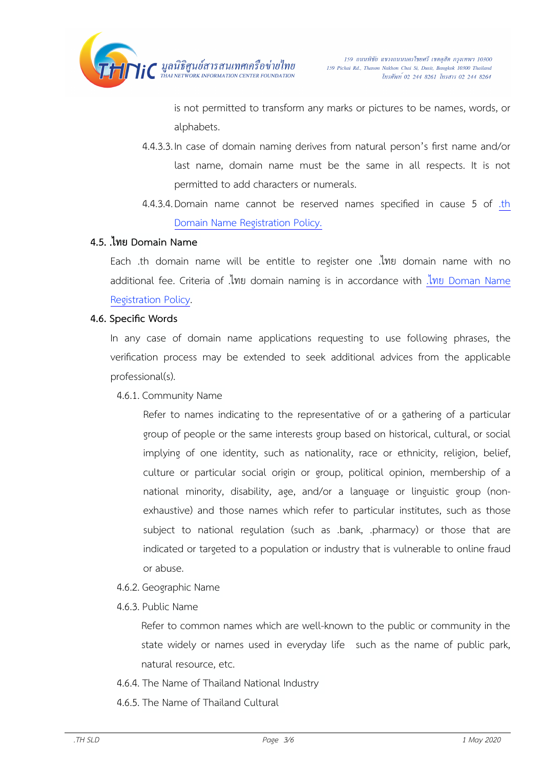is not permitted to transform any marks or pictures to be names, words, or alphabets.

4.4.3.3. In case of domain naming derives from natural person's first name and/or last name, domain name must be the same in all respects. It is not permitted to add characters or numerals.

4.4.3.4. Domain name cannot be reserved names specified in cause 5 of .th Domain Name Registration Policy.

### 4.5. .ไทย Domain Name

Each .th domain name will be entitle to register one .ไทย domain name with no additional fee. Criteria of .ไทย domain naming is in accordance with .ไทย Doman Name Registration Policy.

### 4.6. Specific Words

In any case of domain name applications requesting to use following phrases, the verification process may be extended to seek additional advices from the applicable professional(s).

4.6.1. Community Name

Refer to names indicating to the representative of or a gathering of a particular group of people or the same interests group based on historical, cultural, or social implying of one identity, such as nationality, race or ethnicity, religion, belief, culture or particular social origin or group, political opinion, membership of a national minority, disability, age, and/or a language or linguistic group (non-exhaustive) and those names which refer to particular institutes, such as those subject to national regulation (such as .bank, .pharmacy) or those that are indicated or targeted to a population or industry that is vulnerable to online fraud or abuse.

4.6.2. Geographic Name

4.6.3. Public Name

Refer to common names which are well-known to the public or community in the state widely or names used in everyday life such as the name of public park, natural resource, etc.

4.6.4. The Name of Thailand National Industry

4.6.5. The Name of Thailand Cultural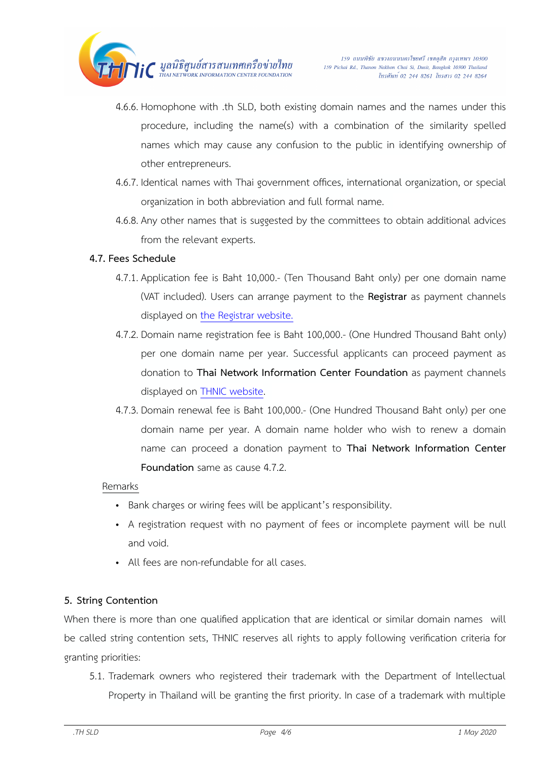4.6.6. Homophone with .th SLD, both existing domain names and the names under this procedure, including the name(s) with a combination of the similarity spelled names which may cause any confusion to the public in identifying ownership of other entrepreneurs.

4.6.7. Identical names with Thai government offices, international organization, or special organization in both abbreviation and full formal name.

4.6.8. Any other names that is suggested by the committees to obtain additional advices from the relevant experts.

**4.7. Fees Schedule**

4.7.1. Application fee is Baht 10,000.- (Ten Thousand Baht only) per one domain name (VAT included). Users can arrange payment to the **Registrar** as payment channels displayed on the Registrar website.

4.7.2. Domain name registration fee is Baht 100,000.- (One Hundred Thousand Baht only) per one domain name per year. Successful applicants can proceed payment as donation to **Thai Network Information Center Foundation** as payment channels displayed on THNIC website.

4.7.3. Domain renewal fee is Baht 100,000.- (One Hundred Thousand Baht only) per one domain name per year. A domain name holder who wish to renew a domain name can proceed a donation payment to **Thai Network Information Center Foundation** same as cause 4.7.2.

Remarks

- Bank charges or wiring fees will be applicant's responsibility.
- A registration request with no payment of fees or incomplete payment will be null and void.
- All fees are non-refundable for all cases.

**5. String Contention**

When there is more than one qualified application that are identical or similar domain names will be called string contention sets, THNIC reserves all rights to apply following verification criteria for granting priorities:

5.1. Trademark owners who registered their trademark with the Department of Intellectual Property in Thailand will be granting the first priority. In case of a trademark with multiple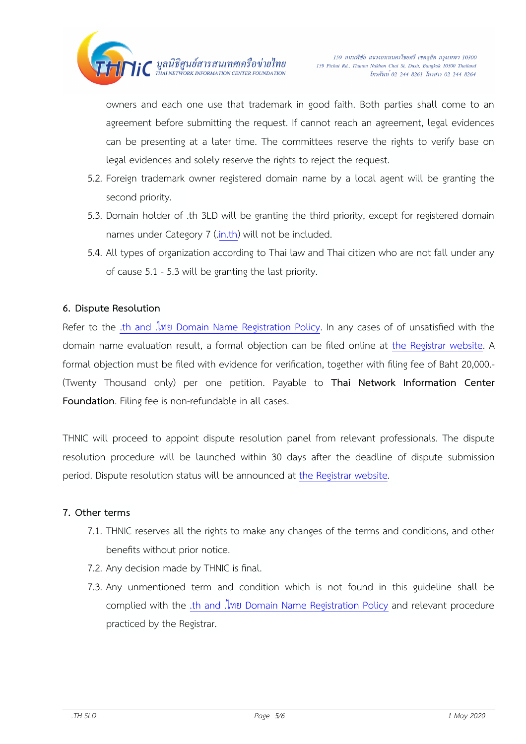owners and each one use that trademark in good faith. Both parties shall come to an agreement before submitting the request. If cannot reach an agreement, legal evidences can be presenting at a later time. The committees reserve the rights to verify base on legal evidences and solely reserve the rights to reject the request.

5.2. Foreign trademark owner registered domain name by a local agent will be granting the second priority.

5.3. Domain holder of .th 3LD will be granting the third priority, except for registered domain names under Category 7 (.in.th) will not be included.

5.4. All types of organization according to Thai law and Thai citizen who are not fall under any of cause 5.1 - 5.3 will be granting the last priority.

## 6. Dispute Resolution

Refer to the .th and .ไทย Domain Name Registration Policy. In any cases of of unsatisfied with the domain name evaluation result, a formal objection can be filed online at the Registrar website. A formal objection must be filed with evidence for verification, together with filing fee of Baht 20,000.- (Twenty Thousand only) per one petition. Payable to **Thai Network Information Center Foundation**. Filing fee is non-refundable in all cases.

THNIC will proceed to appoint dispute resolution panel from relevant professionals. The dispute resolution procedure will be launched within 30 days after the deadline of dispute submission period. Dispute resolution status will be announced at the Registrar website.

## 7. Other terms

7.1. THNIC reserves all the rights to make any changes of the terms and conditions, and other benefits without prior notice.

7.2. Any decision made by THNIC is final.

7.3. Any unmentioned term and condition which is not found in this guideline shall be complied with the .th and .ไทย Domain Name Registration Policy and relevant procedure practiced by the Registrar.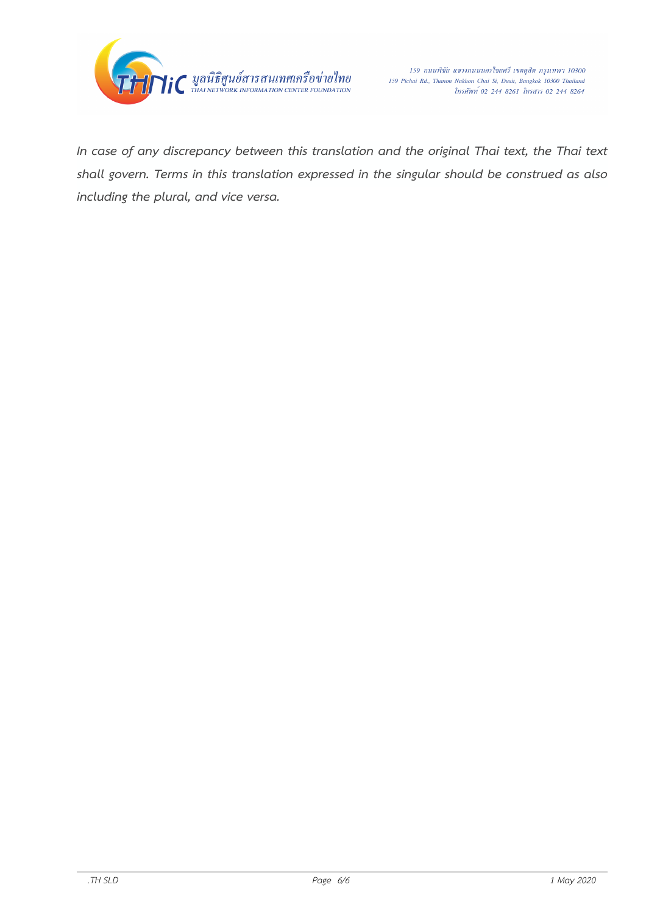*In case of any discrepancy between this translation and the original Thai text, the Thai text shall govern. Terms in this translation expressed in the singular should be construed as also including the plural, and vice versa.*